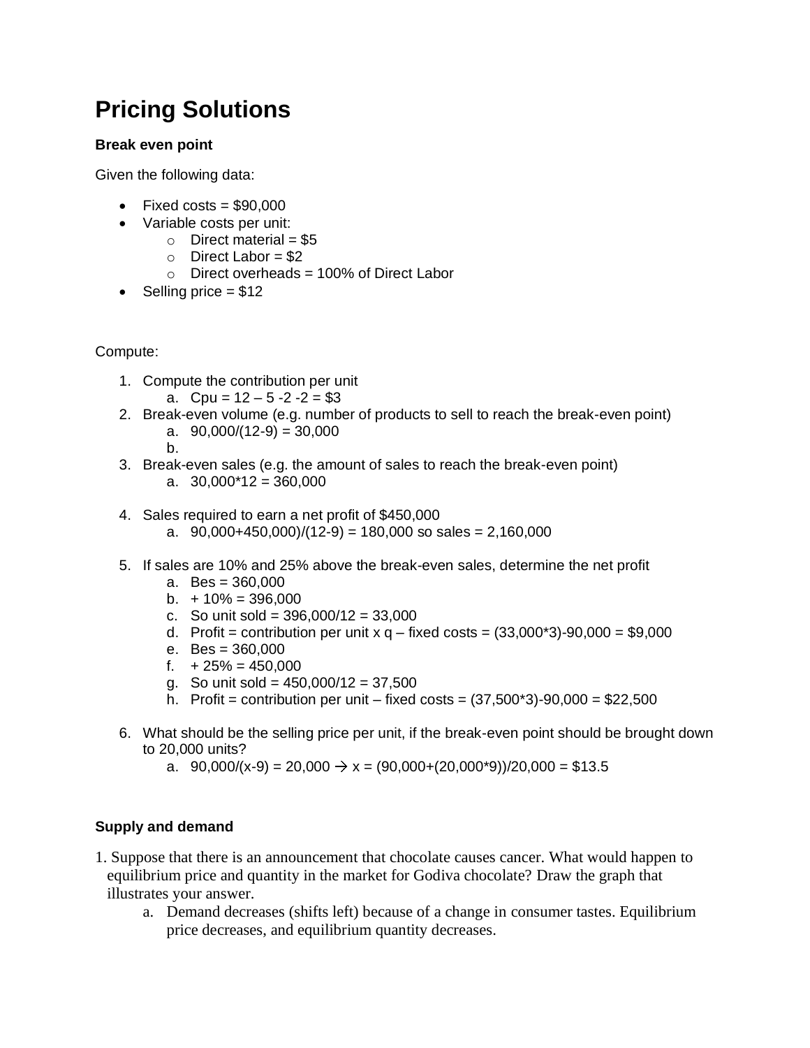# Pricing Solutions

**Break even point**

Given the following data:

- Fixed costs = $90,000
- Variable costs per unit:
    - Direct material = $5
    - Direct Labor = $2
    - Direct overheads = 100% of Direct Labor
- Selling price = $12

Compute:

1. Compute the contribution per unit
    a. Cpu = 12 – 5 -2 -2 = $3
2. Break-even volume (e.g. number of products to sell to reach the break-even point)
    a. 90,000/(12-9) = 30,000
    b.
3. Break-even sales (e.g. the amount of sales to reach the break-even point)
    a. 30,000*12 = 360,000
4. Sales required to earn a net profit of $450,000
    a. 90,000+450,000)/(12-9) = 180,000 so sales = 2,160,000
5. If sales are 10% and 25% above the break-even sales, determine the net profit
    a. Bes = 360,000
    b. + 10% = 396,000
    c. So unit sold = 396,000/12 = 33,000
    d. Profit = contribution per unit x q – fixed costs = (33,000*3)-90,000 = $9,000
    e. Bes = 360,000
    f. + 25% = 450,000
    g. So unit sold = 450,000/12 = 37,500
    h. Profit = contribution per unit – fixed costs = (37,500*3)-90,000 = $22,500
6. What should be the selling price per unit, if the break-even point should be brought down to 20,000 units?
    a. 90,000/(x-9) = 20,000 → x = (90,000+(20,000*9))/20,000 = $13.5

**Supply and demand**

1. Suppose that there is an announcement that chocolate causes cancer. What would happen to equilibrium price and quantity in the market for Godiva chocolate? Draw the graph that illustrates your answer.
    a. Demand decreases (shifts left) because of a change in consumer tastes. Equilibrium price decreases, and equilibrium quantity decreases.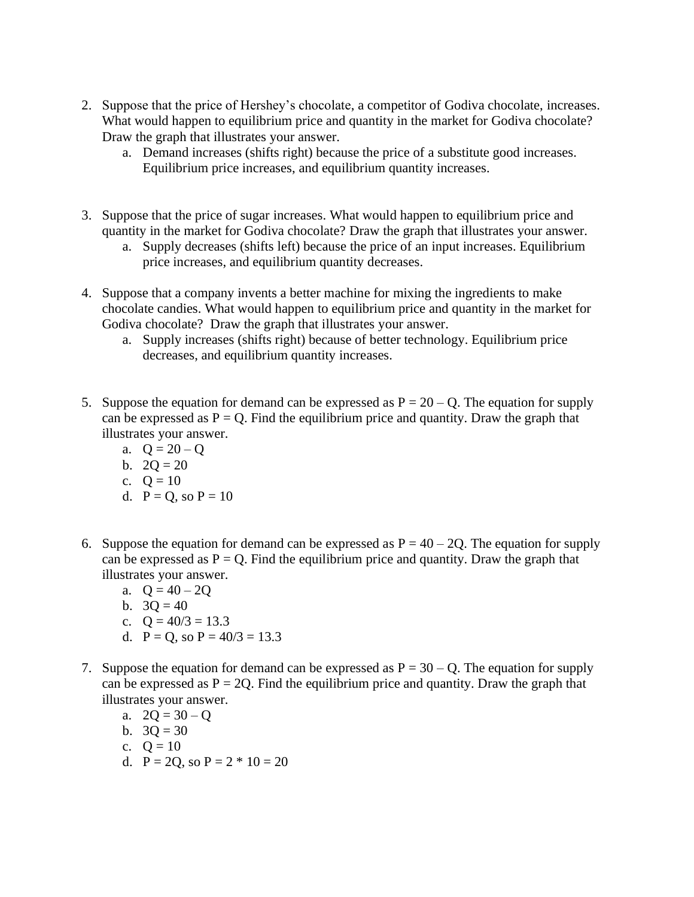2. Suppose that the price of Hershey's chocolate, a competitor of Godiva chocolate, increases. What would happen to equilibrium price and quantity in the market for Godiva chocolate? Draw the graph that illustrates your answer.
    a. Demand increases (shifts right) because the price of a substitute good increases. Equilibrium price increases, and equilibrium quantity increases.

3. Suppose that the price of sugar increases. What would happen to equilibrium price and quantity in the market for Godiva chocolate? Draw the graph that illustrates your answer.
    a. Supply decreases (shifts left) because the price of an input increases. Equilibrium price increases, and equilibrium quantity decreases.

4. Suppose that a company invents a better machine for mixing the ingredients to make chocolate candies. What would happen to equilibrium price and quantity in the market for Godiva chocolate? Draw the graph that illustrates your answer.
    a. Supply increases (shifts right) because of better technology. Equilibrium price decreases, and equilibrium quantity increases.

5. Suppose the equation for demand can be expressed as $P = 20 – Q$. The equation for supply can be expressed as $P = Q$. Find the equilibrium price and quantity. Draw the graph that illustrates your answer.
    a. $Q = 20 – Q$
    b. $2Q = 20$
    c. $Q = 10$
    d. $P = Q$, so $P = 10$

6. Suppose the equation for demand can be expressed as $P = 40 – 2Q$. The equation for supply can be expressed as $P = Q$. Find the equilibrium price and quantity. Draw the graph that illustrates your answer.
    a. $Q = 40 – 2Q$
    b. $3Q = 40$
    c. $Q = 40/3 = 13.3$
    d. $P = Q$, so $P = 40/3 = 13.3$

7. Suppose the equation for demand can be expressed as $P = 30 – Q$. The equation for supply can be expressed as $P = 2Q$. Find the equilibrium price and quantity. Draw the graph that illustrates your answer.
    a. $2Q = 30 – Q$
    b. $3Q = 30$
    c. $Q = 10$
    d. $P = 2Q$, so $P = 2 * 10 = 20$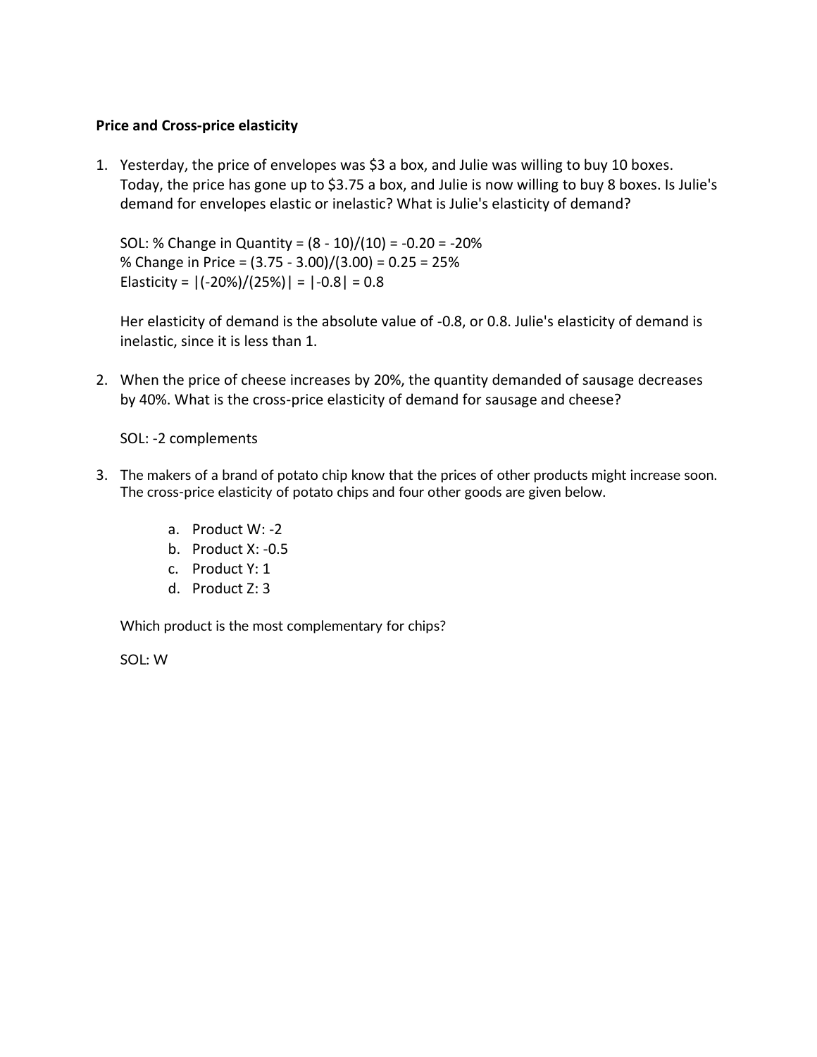**Price and Cross-price elasticity**

1. Yesterday, the price of envelopes was $3 a box, and Julie was willing to buy 10 boxes. Today, the price has gone up to $3.75 a box, and Julie is now willing to buy 8 boxes. Is Julie's demand for envelopes elastic or inelastic? What is Julie's elasticity of demand?

   SOL: % Change in Quantity = (8 - 10)/(10) = -0.20 = -20%
   % Change in Price = (3.75 - 3.00)/(3.00) = 0.25 = 25%
   Elasticity = |(-20%)/(25%)| = |-0.8| = 0.8

   Her elasticity of demand is the absolute value of -0.8, or 0.8. Julie's elasticity of demand is inelastic, since it is less than 1.

2. When the price of cheese increases by 20%, the quantity demanded of sausage decreases by 40%. What is the cross-price elasticity of demand for sausage and cheese?

   SOL: -2 complements

3. The makers of a brand of potato chip know that the prices of other products might increase soon. The cross-price elasticity of potato chips and four other goods are given below.

   a. Product W: -2
   b. Product X: -0.5
   c. Product Y: 1
   d. Product Z: 3

   Which product is the most complementary for chips?

   SOL: W